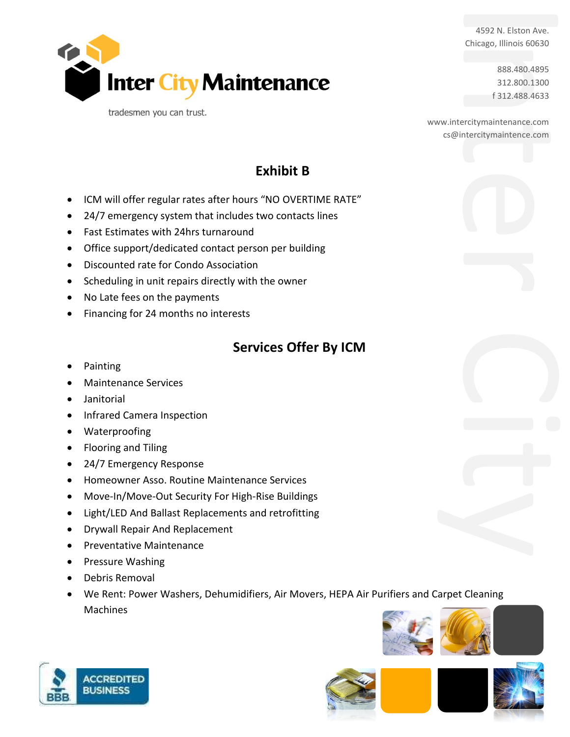Inter City Maintenance

tradesmen you can trust.

4592 N. Elston Ave.
Chicago, Illinois 60630

888.480.4895
312.800.1300
f 312.488.4633

www.intercitymaintenance.com
cs@intercitymaintence.com

## Exhibit B

- ICM will offer regular rates after hours "NO OVERTIME RATE"
- 24/7 emergency system that includes two contacts lines
- Fast Estimates with 24hrs turnaround
- Office support/dedicated contact person per building
- Discounted rate for Condo Association
- Scheduling in unit repairs directly with the owner
- No Late fees on the payments
- Financing for 24 months no interests

## Services Offer By ICM

- Painting
- Maintenance Services
- Janitorial
- Infrared Camera Inspection
- Waterproofing
- Flooring and Tiling
- 24/7 Emergency Response
- Homeowner Asso. Routine Maintenance Services
- Move-In/Move-Out Security For High-Rise Buildings
- Light/LED And Ballast Replacements and retrofitting
- Drywall Repair And Replacement
- Preventative Maintenance
- Pressure Washing
- Debris Removal
- We Rent: Power Washers, Dehumidifiers, Air Movers, HEPA Air Purifiers and Carpet Cleaning Machines

BBB ACCREDITED BUSINESS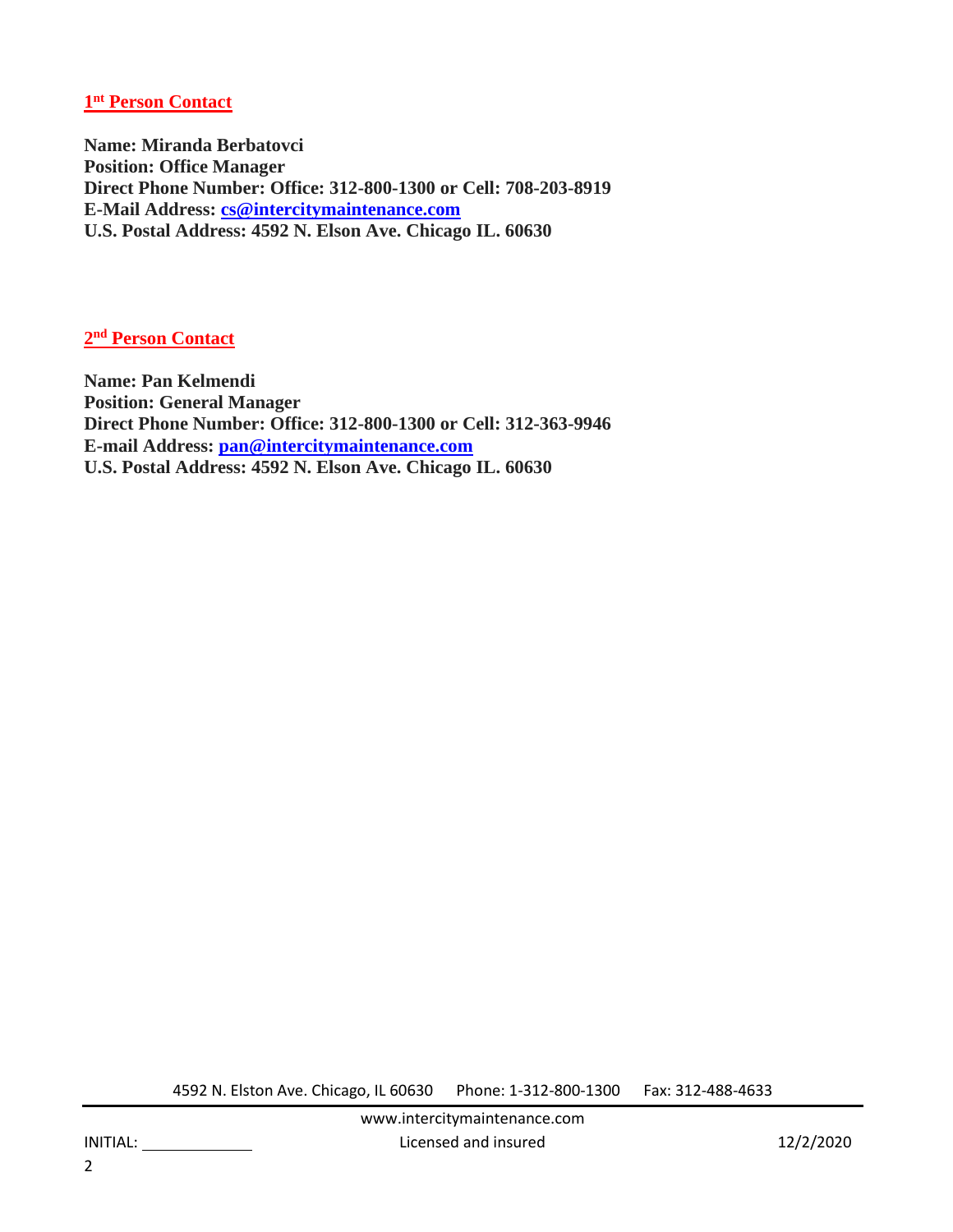**1[nt] Person Contact**

**Name: Miranda Berbatovci**
**Position: Office Manager**
**Direct Phone Number: Office: 312-800-1300 or Cell: 708-203-8919**
**E-Mail Address: cs@intercitymaintenance.com**
**U.S. Postal Address: 4592 N. Elson Ave. Chicago IL. 60630**

**2[nd] Person Contact**

**Name: Pan Kelmendi**
**Position: General Manager**
**Direct Phone Number: Office: 312-800-1300 or Cell: 312-363-9946**
**E-mail Address: pan@intercitymaintenance.com**
**U.S. Postal Address: 4592 N. Elson Ave. Chicago IL. 60630**